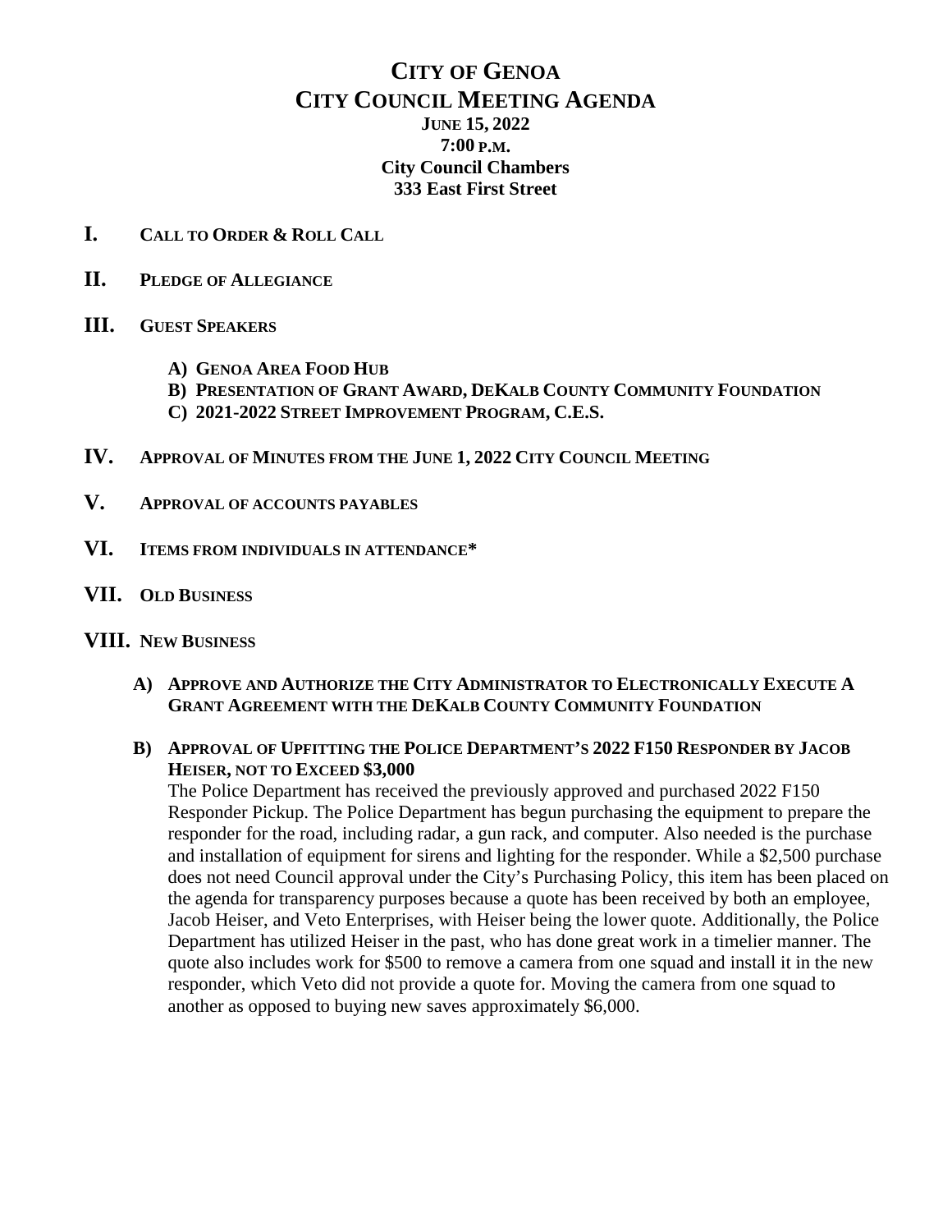# CITY OF GENOA
# CITY COUNCIL MEETING AGENDA

**JUNE 15, 2022**
**7:00 P.M.**
**City Council Chambers**
**333 East First Street**

## I. CALL TO ORDER & ROLL CALL

## II. PLEDGE OF ALLEGIANCE

## III. GUEST SPEAKERS

**A) GENOA AREA FOOD HUB**
**B) PRESENTATION OF GRANT AWARD, DEKALB COUNTY COMMUNITY FOUNDATION**
**C) 2021-2022 STREET IMPROVEMENT PROGRAM, C.E.S.**

## IV. APPROVAL OF MINUTES FROM THE JUNE 1, 2022 CITY COUNCIL MEETING

## V. APPROVAL OF ACCOUNTS PAYABLES

## VI. ITEMS FROM INDIVIDUALS IN ATTENDANCE*

## VII. OLD BUSINESS

## VIII. NEW BUSINESS

**A) APPROVE AND AUTHORIZE THE CITY ADMINISTRATOR TO ELECTRONICALLY EXECUTE A GRANT AGREEMENT WITH THE DEKALB COUNTY COMMUNITY FOUNDATION**

**B) APPROVAL OF UPFITTING THE POLICE DEPARTMENT'S 2022 F150 RESPONDER BY JACOB HEISER, NOT TO EXCEED $3,000**

The Police Department has received the previously approved and purchased 2022 F150 Responder Pickup. The Police Department has begun purchasing the equipment to prepare the responder for the road, including radar, a gun rack, and computer. Also needed is the purchase and installation of equipment for sirens and lighting for the responder. While a $2,500 purchase does not need Council approval under the City's Purchasing Policy, this item has been placed on the agenda for transparency purposes because a quote has been received by both an employee, Jacob Heiser, and Veto Enterprises, with Heiser being the lower quote. Additionally, the Police Department has utilized Heiser in the past, who has done great work in a timelier manner. The quote also includes work for $500 to remove a camera from one squad and install it in the new responder, which Veto did not provide a quote for. Moving the camera from one squad to another as opposed to buying new saves approximately $6,000.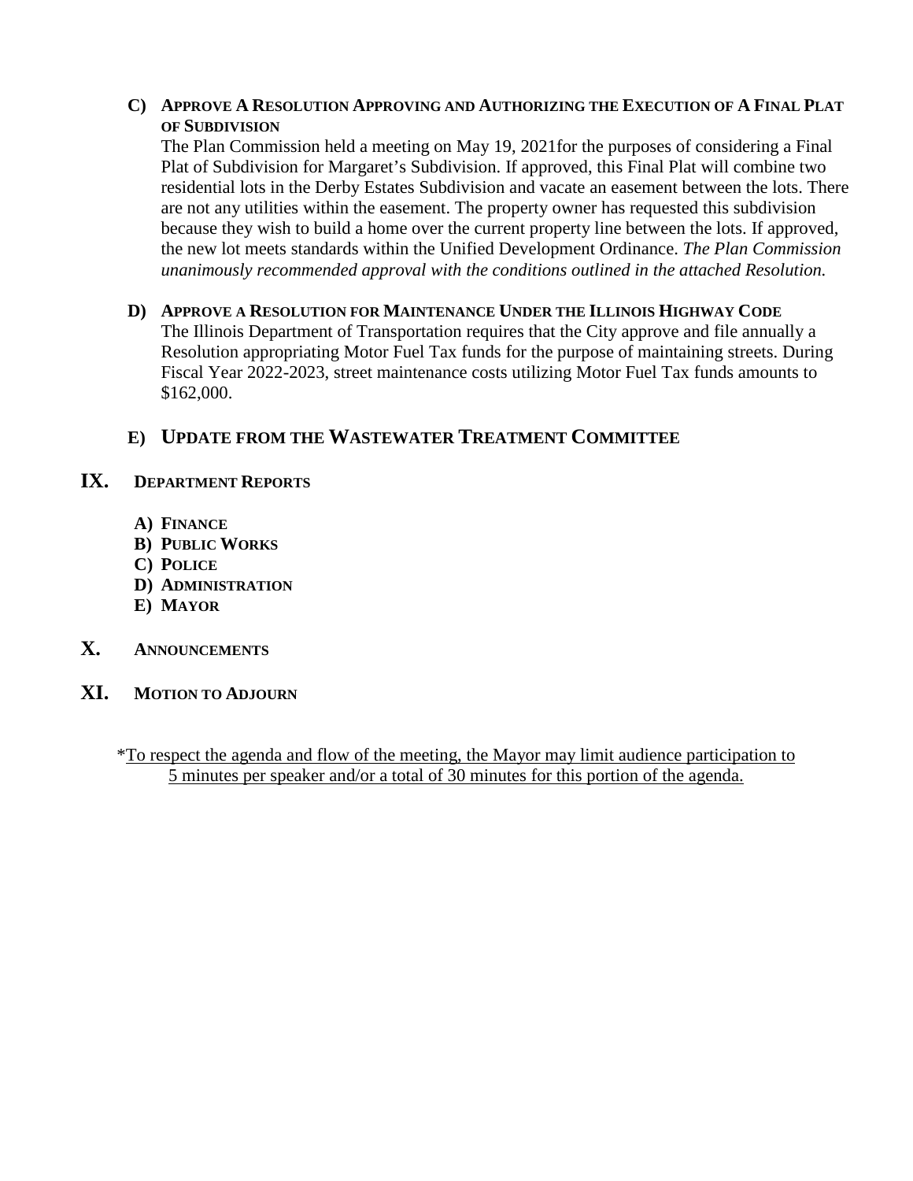**C) APPROVE A RESOLUTION APPROVING AND AUTHORIZING THE EXECUTION OF A FINAL PLAT OF SUBDIVISION**

The Plan Commission held a meeting on May 19, 2021for the purposes of considering a Final Plat of Subdivision for Margaret's Subdivision. If approved, this Final Plat will combine two residential lots in the Derby Estates Subdivision and vacate an easement between the lots. There are not any utilities within the easement. The property owner has requested this subdivision because they wish to build a home over the current property line between the lots. If approved, the new lot meets standards within the Unified Development Ordinance. *The Plan Commission unanimously recommended approval with the conditions outlined in the attached Resolution.*

**D) APPROVE A RESOLUTION FOR MAINTENANCE UNDER THE ILLINOIS HIGHWAY CODE**

The Illinois Department of Transportation requires that the City approve and file annually a Resolution appropriating Motor Fuel Tax funds for the purpose of maintaining streets. During Fiscal Year 2022-2023, street maintenance costs utilizing Motor Fuel Tax funds amounts to $162,000.

**E) UPDATE FROM THE WASTEWATER TREATMENT COMMITTEE**

## IX. DEPARTMENT REPORTS

**A) FINANCE**
**B) PUBLIC WORKS**
**C) POLICE**
**D) ADMINISTRATION**
**E) MAYOR**

## X. ANNOUNCEMENTS

## XI. MOTION TO ADJOURN

*To respect the agenda and flow of the meeting, the Mayor may limit audience participation to 5 minutes per speaker and/or a total of 30 minutes for this portion of the agenda.